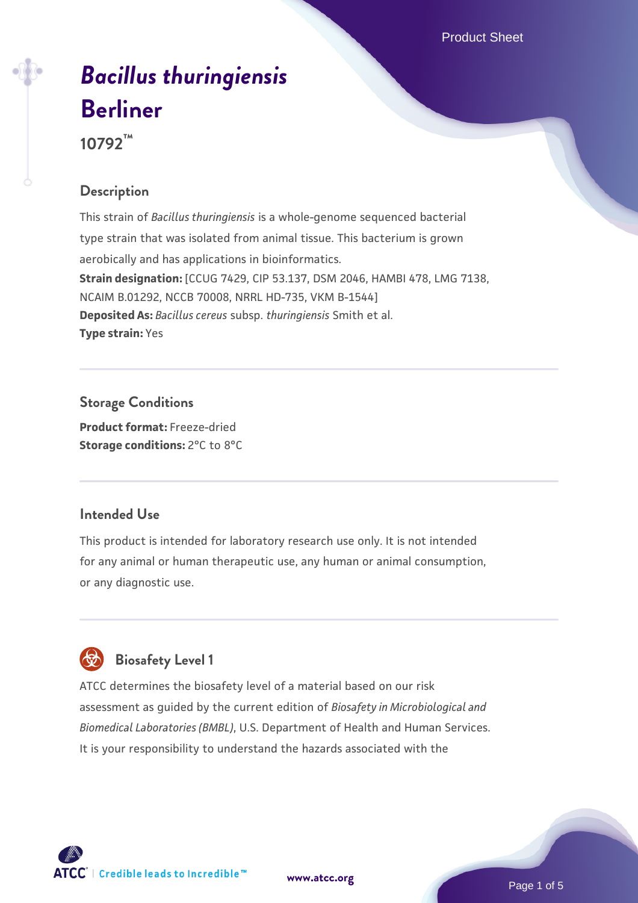# *Bacillus thuringiensis* Berliner

**10792™**

## Description

This strain of *Bacillus thuringiensis* is a whole-genome sequenced bacterial type strain that was isolated from animal tissue. This bacterium is grown aerobically and has applications in bioinformatics.

**Strain designation:** [CCUG 7429, CIP 53.137, DSM 2046, HAMBI 478, LMG 7138, NCAIM B.01292, NCCB 70008, NRRL HD-735, VKM B-1544]

**Deposited As:** *Bacillus cereus* subsp. *thuringiensis* Smith et al.

**Type strain:** Yes

## Storage Conditions

**Product format:** Freeze-dried

**Storage conditions:** 2°C to 8°C

## Intended Use

This product is intended for laboratory research use only. It is not intended for any animal or human therapeutic use, any human or animal consumption, or any diagnostic use.

## Biosafety Level 1

ATCC determines the biosafety level of a material based on our risk assessment as guided by the current edition of *Biosafety in Microbiological and Biomedical Laboratories (BMBL)*, U.S. Department of Health and Human Services. It is your responsibility to understand the hazards associated with the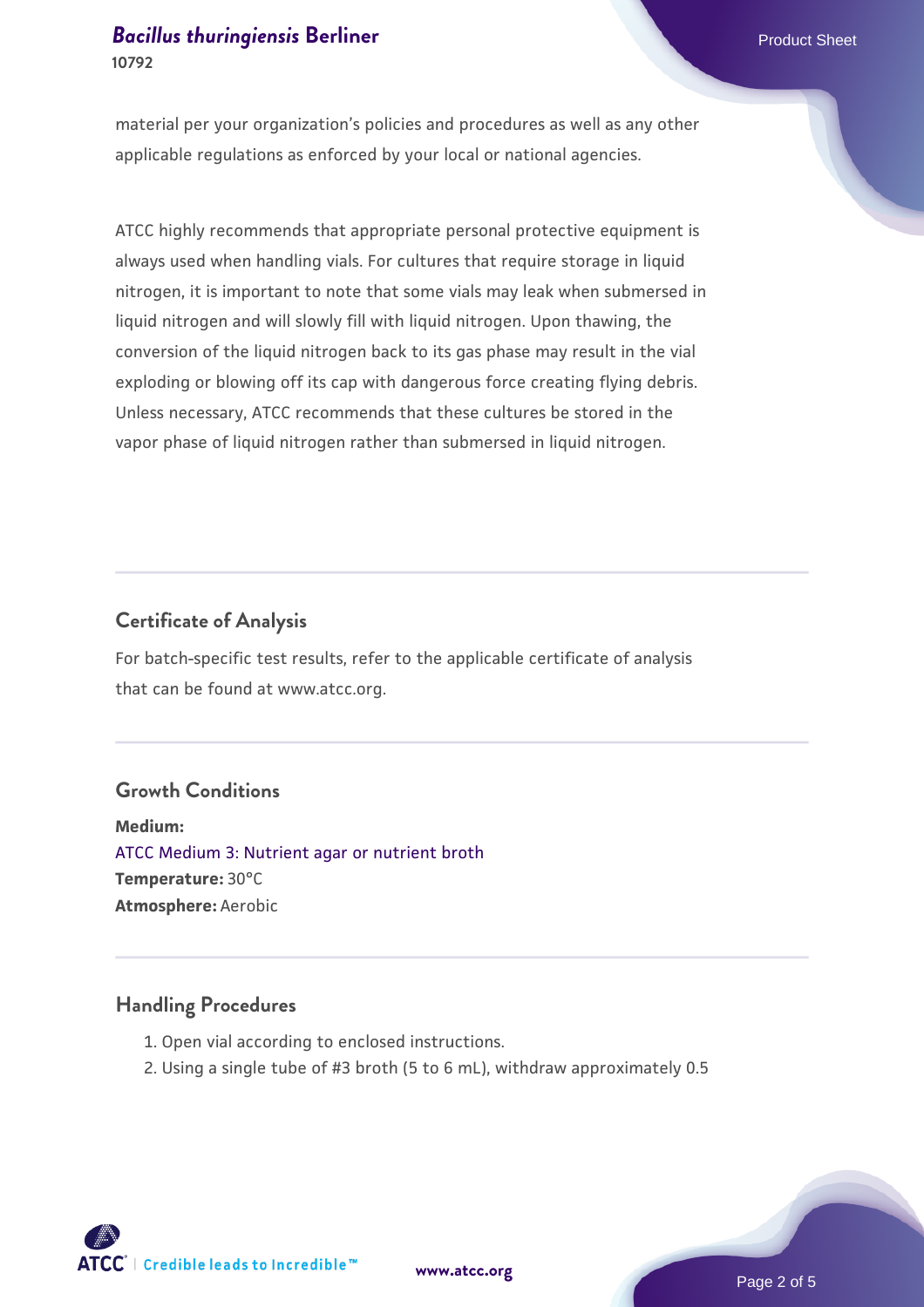material per your organization's policies and procedures as well as any other applicable regulations as enforced by your local or national agencies.

ATCC highly recommends that appropriate personal protective equipment is always used when handling vials. For cultures that require storage in liquid nitrogen, it is important to note that some vials may leak when submersed in liquid nitrogen and will slowly fill with liquid nitrogen. Upon thawing, the conversion of the liquid nitrogen back to its gas phase may result in the vial exploding or blowing off its cap with dangerous force creating flying debris. Unless necessary, ATCC recommends that these cultures be stored in the vapor phase of liquid nitrogen rather than submersed in liquid nitrogen.

## Certificate of Analysis

For batch-specific test results, refer to the applicable certificate of analysis that can be found at www.atcc.org.

## Growth Conditions

**Medium:**
ATCC Medium 3: Nutrient agar or nutrient broth
**Temperature:** 30°C
**Atmosphere:** Aerobic

## Handling Procedures

1. Open vial according to enclosed instructions.
2. Using a single tube of #3 broth (5 to 6 mL), withdraw approximately 0.5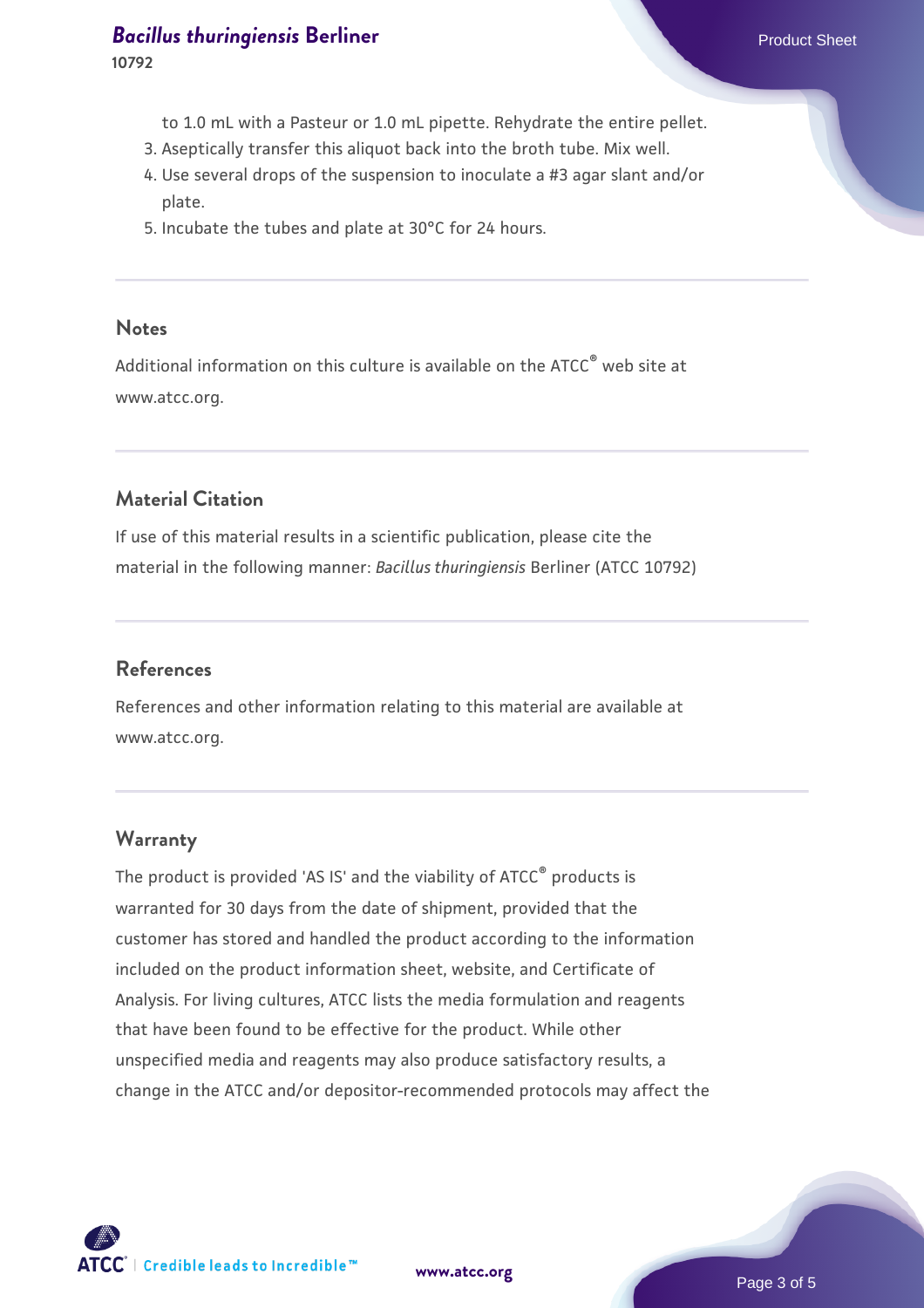to 1.0 mL with a Pasteur or 1.0 mL pipette. Rehydrate the entire pellet.

3. Aseptically transfer this aliquot back into the broth tube. Mix well.
4. Use several drops of the suspension to inoculate a #3 agar slant and/or plate.
5. Incubate the tubes and plate at 30°C for 24 hours.

## Notes

Additional information on this culture is available on the ATCC® web site at www.atcc.org.

## Material Citation

If use of this material results in a scientific publication, please cite the material in the following manner: *Bacillus thuringiensis* Berliner (ATCC 10792)

## References

References and other information relating to this material are available at www.atcc.org.

## Warranty

The product is provided 'AS IS' and the viability of ATCC® products is warranted for 30 days from the date of shipment, provided that the customer has stored and handled the product according to the information included on the product information sheet, website, and Certificate of Analysis. For living cultures, ATCC lists the media formulation and reagents that have been found to be effective for the product. While other unspecified media and reagents may also produce satisfactory results, a change in the ATCC and/or depositor-recommended protocols may affect the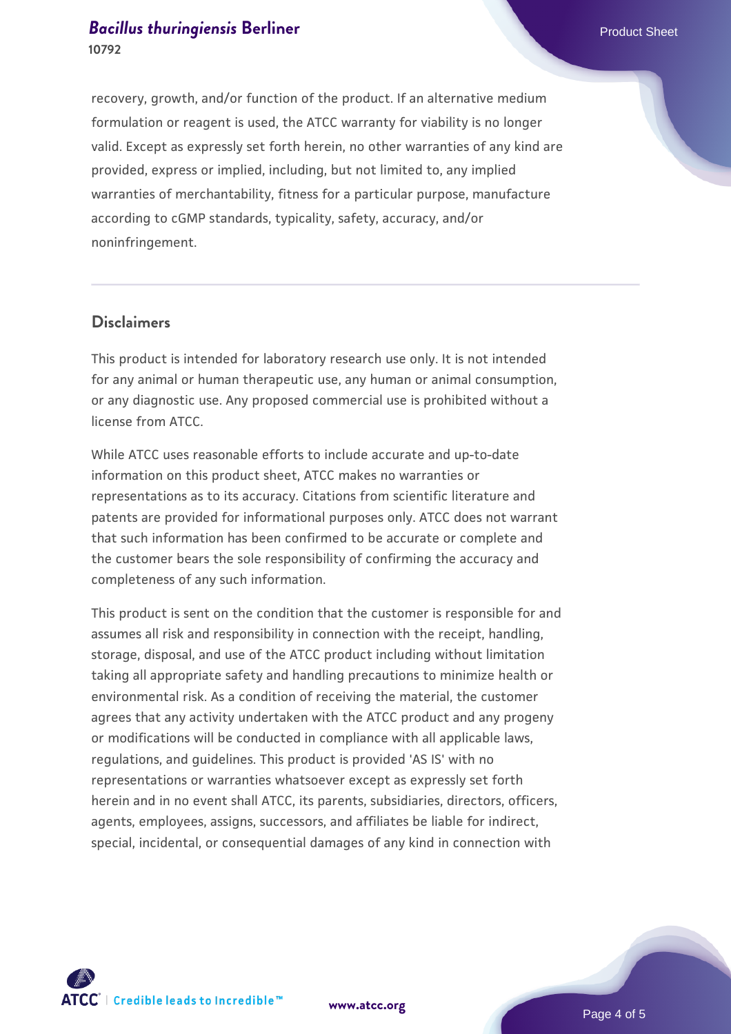recovery, growth, and/or function of the product. If an alternative medium formulation or reagent is used, the ATCC warranty for viability is no longer valid. Except as expressly set forth herein, no other warranties of any kind are provided, express or implied, including, but not limited to, any implied warranties of merchantability, fitness for a particular purpose, manufacture according to cGMP standards, typicality, safety, accuracy, and/or noninfringement.

## Disclaimers

This product is intended for laboratory research use only. It is not intended for any animal or human therapeutic use, any human or animal consumption, or any diagnostic use. Any proposed commercial use is prohibited without a license from ATCC.

While ATCC uses reasonable efforts to include accurate and up-to-date information on this product sheet, ATCC makes no warranties or representations as to its accuracy. Citations from scientific literature and patents are provided for informational purposes only. ATCC does not warrant that such information has been confirmed to be accurate or complete and the customer bears the sole responsibility of confirming the accuracy and completeness of any such information.

This product is sent on the condition that the customer is responsible for and assumes all risk and responsibility in connection with the receipt, handling, storage, disposal, and use of the ATCC product including without limitation taking all appropriate safety and handling precautions to minimize health or environmental risk. As a condition of receiving the material, the customer agrees that any activity undertaken with the ATCC product and any progeny or modifications will be conducted in compliance with all applicable laws, regulations, and guidelines. This product is provided 'AS IS' with no representations or warranties whatsoever except as expressly set forth herein and in no event shall ATCC, its parents, subsidiaries, directors, officers, agents, employees, assigns, successors, and affiliates be liable for indirect, special, incidental, or consequential damages of any kind in connection with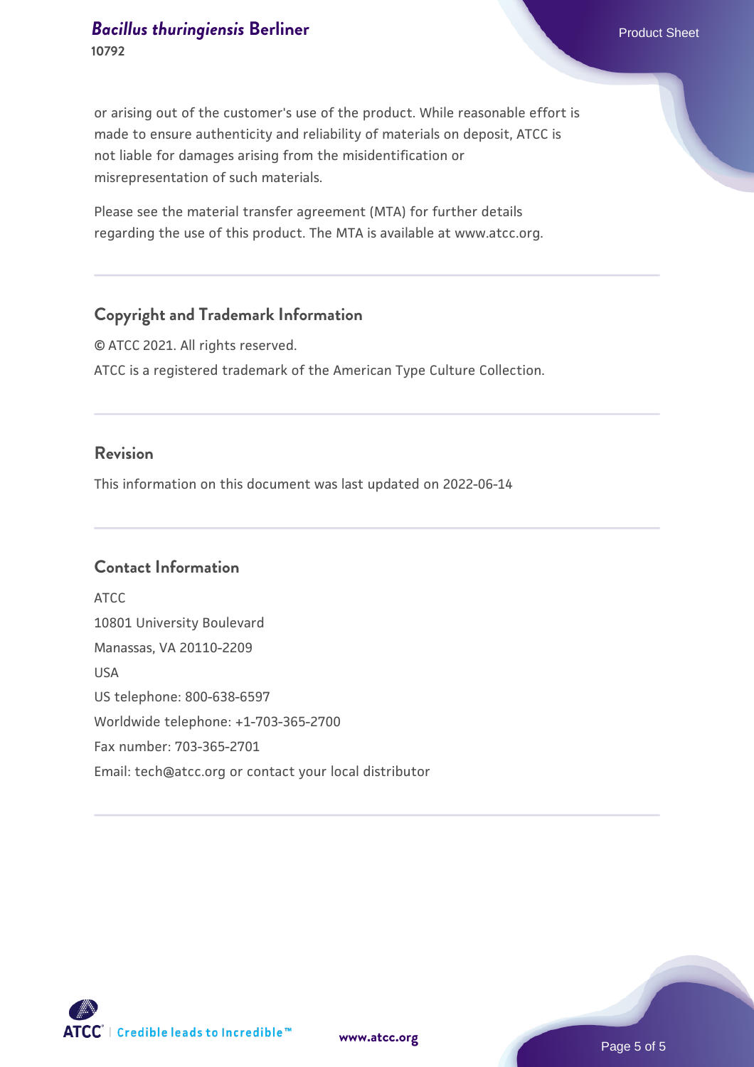or arising out of the customer's use of the product. While reasonable effort is made to ensure authenticity and reliability of materials on deposit, ATCC is not liable for damages arising from the misidentification or misrepresentation of such materials.

Please see the material transfer agreement (MTA) for further details regarding the use of this product. The MTA is available at www.atcc.org.

## Copyright and Trademark Information

© ATCC 2021. All rights reserved.

ATCC is a registered trademark of the American Type Culture Collection.

## Revision

This information on this document was last updated on 2022-06-14

## Contact Information

ATCC
10801 University Boulevard
Manassas, VA 20110-2209
USA
US telephone: 800-638-6597
Worldwide telephone: +1-703-365-2700
Fax number: 703-365-2701
Email: tech@atcc.org or contact your local distributor